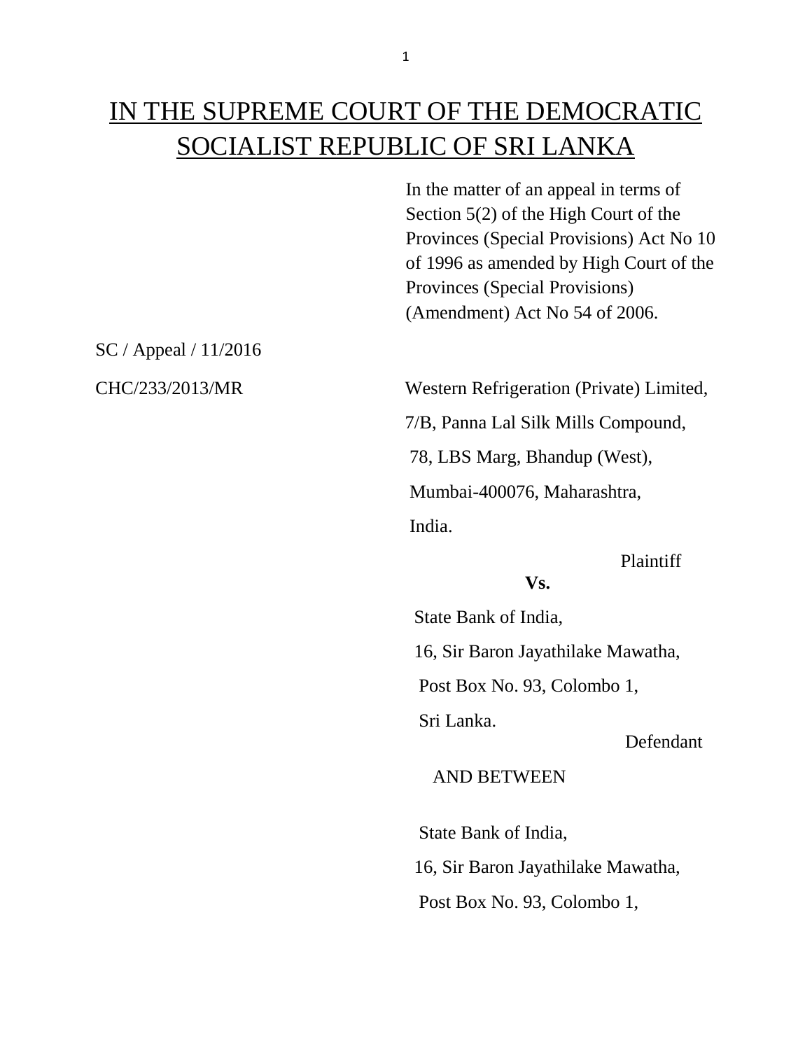# IN THE SUPREME COURT OF THE DEMOCRATIC SOCIALIST REPUBLIC OF SRI LANKA

In the matter of an appeal in terms of Section 5(2) of the High Court of the Provinces (Special Provisions) Act No 10 of 1996 as amended by High Court of the Provinces (Special Provisions) (Amendment) Act No 54 of 2006.

SC / Appeal / 11/2016

CHC/233/2013/MR

Western Refrigeration (Private) Limited,
7/B, Panna Lal Silk Mills Compound,
78, LBS Marg, Bhandup (West),
Mumbai-400076, Maharashtra,
India.

Plaintiff

**Vs.**

State Bank of India,
16, Sir Baron Jayathilake Mawatha,
Post Box No. 93, Colombo 1,
Sri Lanka.

Defendant

AND BETWEEN

State Bank of India,
16, Sir Baron Jayathilake Mawatha,
Post Box No. 93, Colombo 1,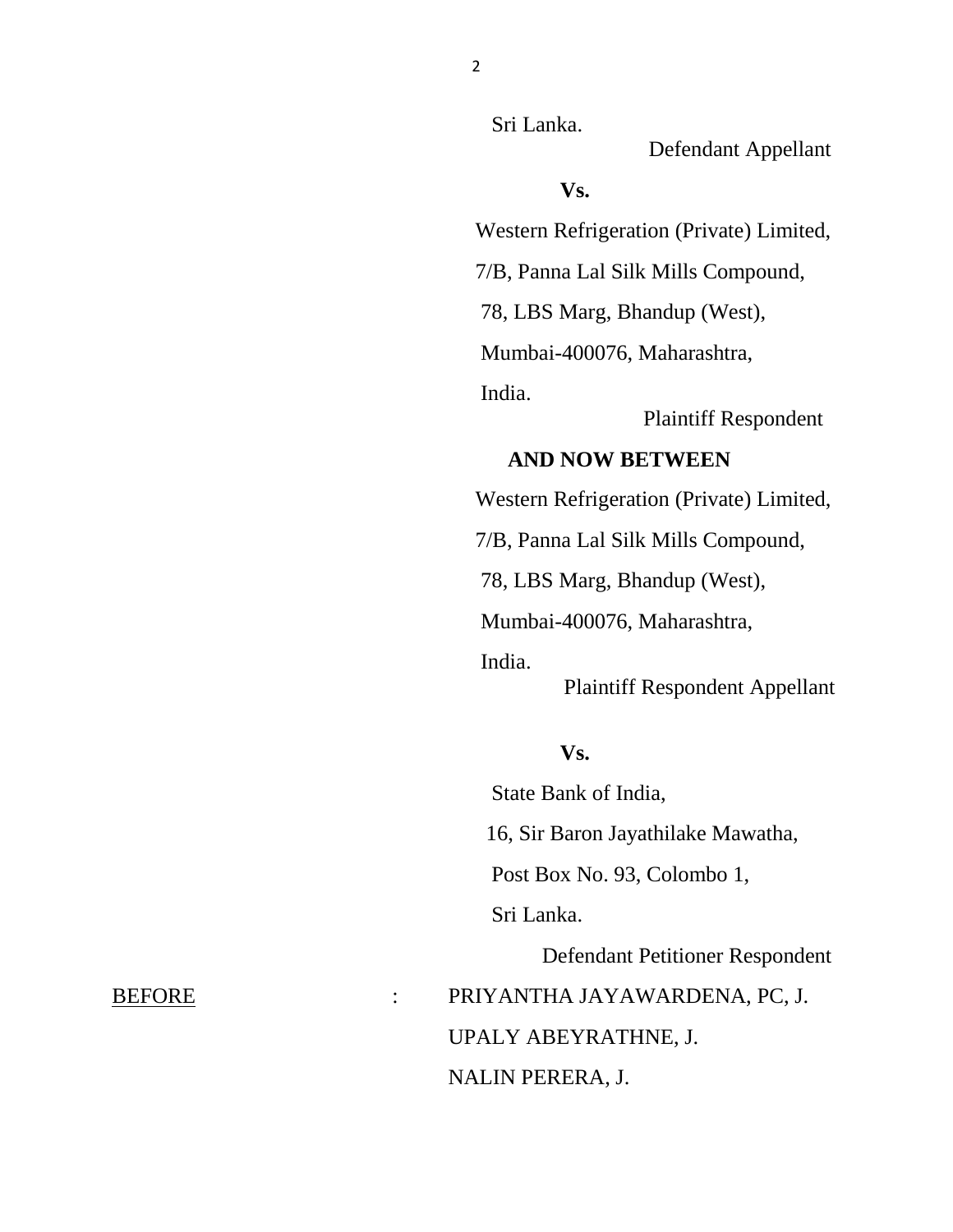Sri Lanka.

Defendant Appellant

**Vs.**

Western Refrigeration (Private) Limited,

7/B, Panna Lal Silk Mills Compound,

78, LBS Marg, Bhandup (West),

Mumbai-400076, Maharashtra,

India.

Plaintiff Respondent

**AND NOW BETWEEN**

Western Refrigeration (Private) Limited,

7/B, Panna Lal Silk Mills Compound,

78, LBS Marg, Bhandup (West),

Mumbai-400076, Maharashtra,

India.

Plaintiff Respondent Appellant

**Vs.**

State Bank of India,

16, Sir Baron Jayathilake Mawatha,

Post Box No. 93, Colombo 1,

Sri Lanka.

Defendant Petitioner Respondent

BEFORE : PRIYANTHA JAYAWARDENA, PC, J.

UPALY ABEYRATHNE, J.

NALIN PERERA, J.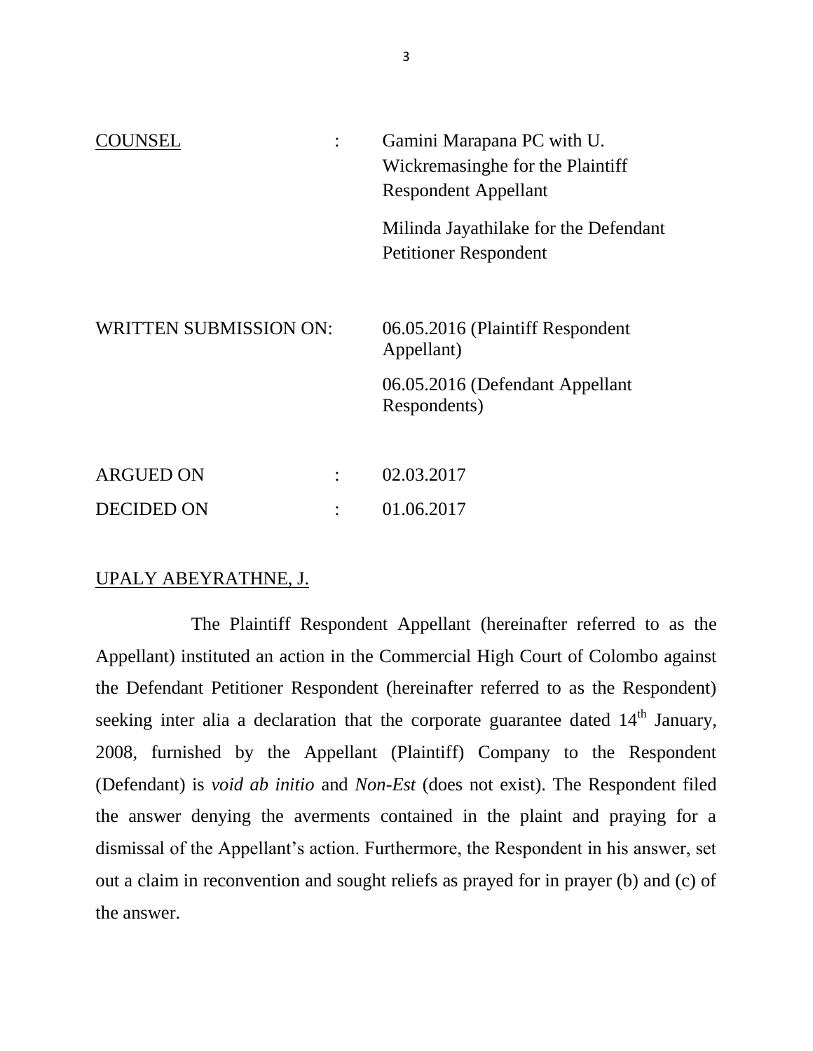| | | |
|---|---|---|
| <u>COUNSEL</u> | : | Gamini Marapana PC with U. Wickremasinghe for the Plaintiff Respondent Appellant |
| | | Milinda Jayathilake for the Defendant Petitioner Respondent |
| WRITTEN SUBMISSION ON: | | 06.05.2016 (Plaintiff Respondent Appellant) |
| | | 06.05.2016 (Defendant Appellant Respondents) |
| ARGUED ON | : | 02.03.2017 |
| DECIDED ON | : | 01.06.2017 |

<u>UPALY ABEYRATHNE, J.</u>

The Plaintiff Respondent Appellant (hereinafter referred to as the Appellant) instituted an action in the Commercial High Court of Colombo against the Defendant Petitioner Respondent (hereinafter referred to as the Respondent) seeking inter alia a declaration that the corporate guarantee dated 14th January, 2008, furnished by the Appellant (Plaintiff) Company to the Respondent (Defendant) is *void ab initio* and *Non-Est* (does not exist). The Respondent filed the answer denying the averments contained in the plaint and praying for a dismissal of the Appellant's action. Furthermore, the Respondent in his answer, set out a claim in reconvention and sought reliefs as prayed for in prayer (b) and (c) of the answer.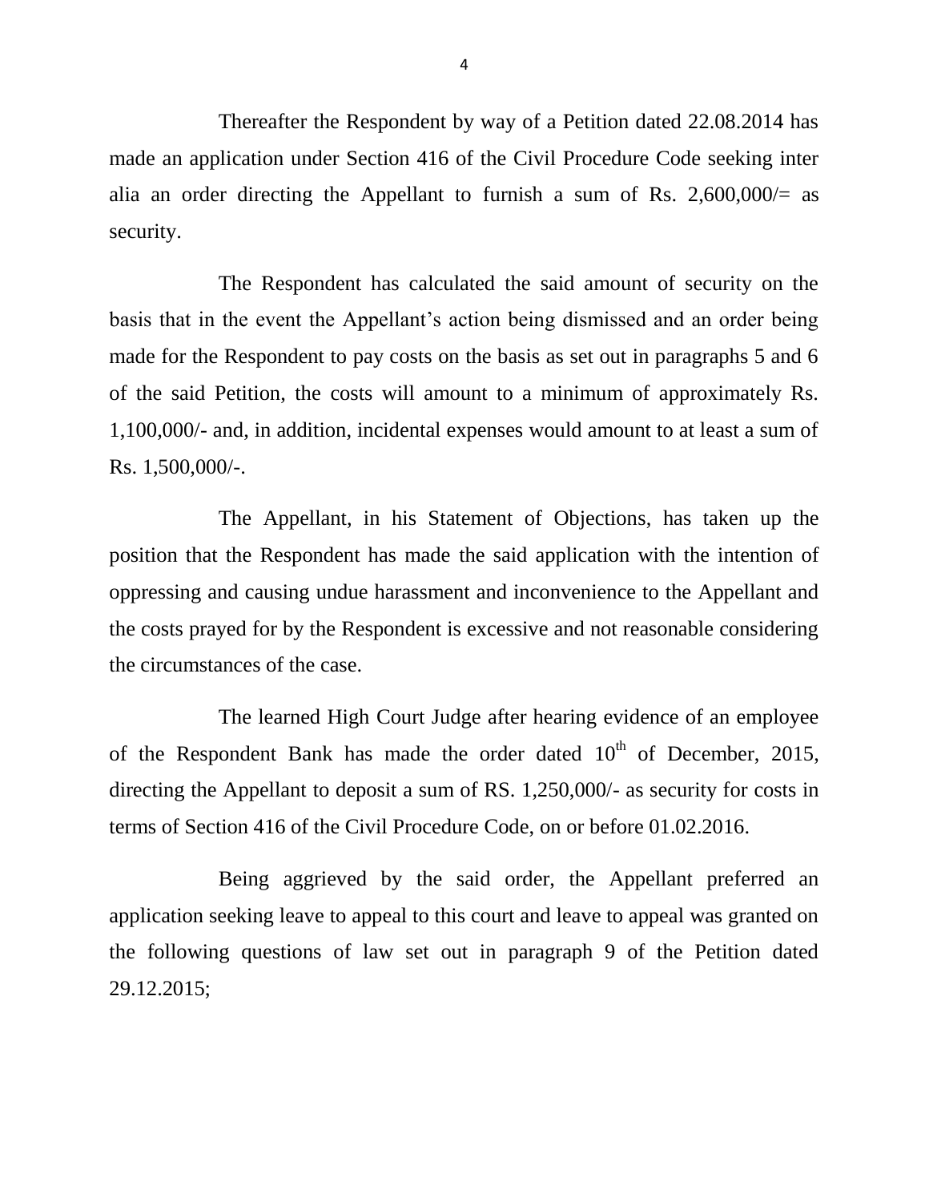Thereafter the Respondent by way of a Petition dated 22.08.2014 has made an application under Section 416 of the Civil Procedure Code seeking inter alia an order directing the Appellant to furnish a sum of Rs. 2,600,000/= as security.

The Respondent has calculated the said amount of security on the basis that in the event the Appellant's action being dismissed and an order being made for the Respondent to pay costs on the basis as set out in paragraphs 5 and 6 of the said Petition, the costs will amount to a minimum of approximately Rs. 1,100,000/- and, in addition, incidental expenses would amount to at least a sum of Rs. 1,500,000/-.

The Appellant, in his Statement of Objections, has taken up the position that the Respondent has made the said application with the intention of oppressing and causing undue harassment and inconvenience to the Appellant and the costs prayed for by the Respondent is excessive and not reasonable considering the circumstances of the case.

The learned High Court Judge after hearing evidence of an employee of the Respondent Bank has made the order dated 10th of December, 2015, directing the Appellant to deposit a sum of RS. 1,250,000/- as security for costs in terms of Section 416 of the Civil Procedure Code, on or before 01.02.2016.

Being aggrieved by the said order, the Appellant preferred an application seeking leave to appeal to this court and leave to appeal was granted on the following questions of law set out in paragraph 9 of the Petition dated 29.12.2015;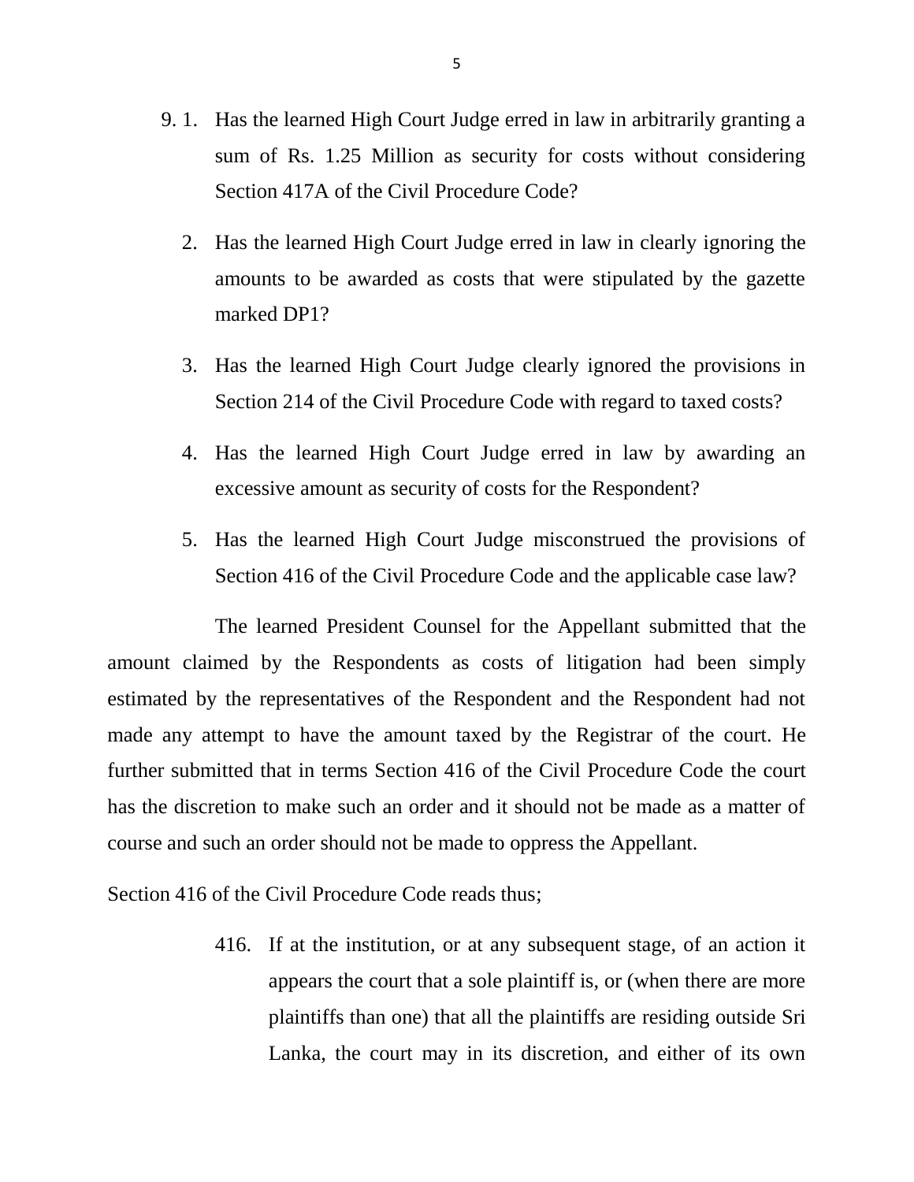9\. 1. Has the learned High Court Judge erred in law in arbitrarily granting a sum of Rs. 1.25 Million as security for costs without considering Section 417A of the Civil Procedure Code?

2. Has the learned High Court Judge erred in law in clearly ignoring the amounts to be awarded as costs that were stipulated by the gazette marked DP1?

3. Has the learned High Court Judge clearly ignored the provisions in Section 214 of the Civil Procedure Code with regard to taxed costs?

4. Has the learned High Court Judge erred in law by awarding an excessive amount as security of costs for the Respondent?

5. Has the learned High Court Judge misconstrued the provisions of Section 416 of the Civil Procedure Code and the applicable case law?

The learned President Counsel for the Appellant submitted that the amount claimed by the Respondents as costs of litigation had been simply estimated by the representatives of the Respondent and the Respondent had not made any attempt to have the amount taxed by the Registrar of the court. He further submitted that in terms Section 416 of the Civil Procedure Code the court has the discretion to make such an order and it should not be made as a matter of course and such an order should not be made to oppress the Appellant.

Section 416 of the Civil Procedure Code reads thus;

> 416. If at the institution, or at any subsequent stage, of an action it appears the court that a sole plaintiff is, or (when there are more plaintiffs than one) that all the plaintiffs are residing outside Sri Lanka, the court may in its discretion, and either of its own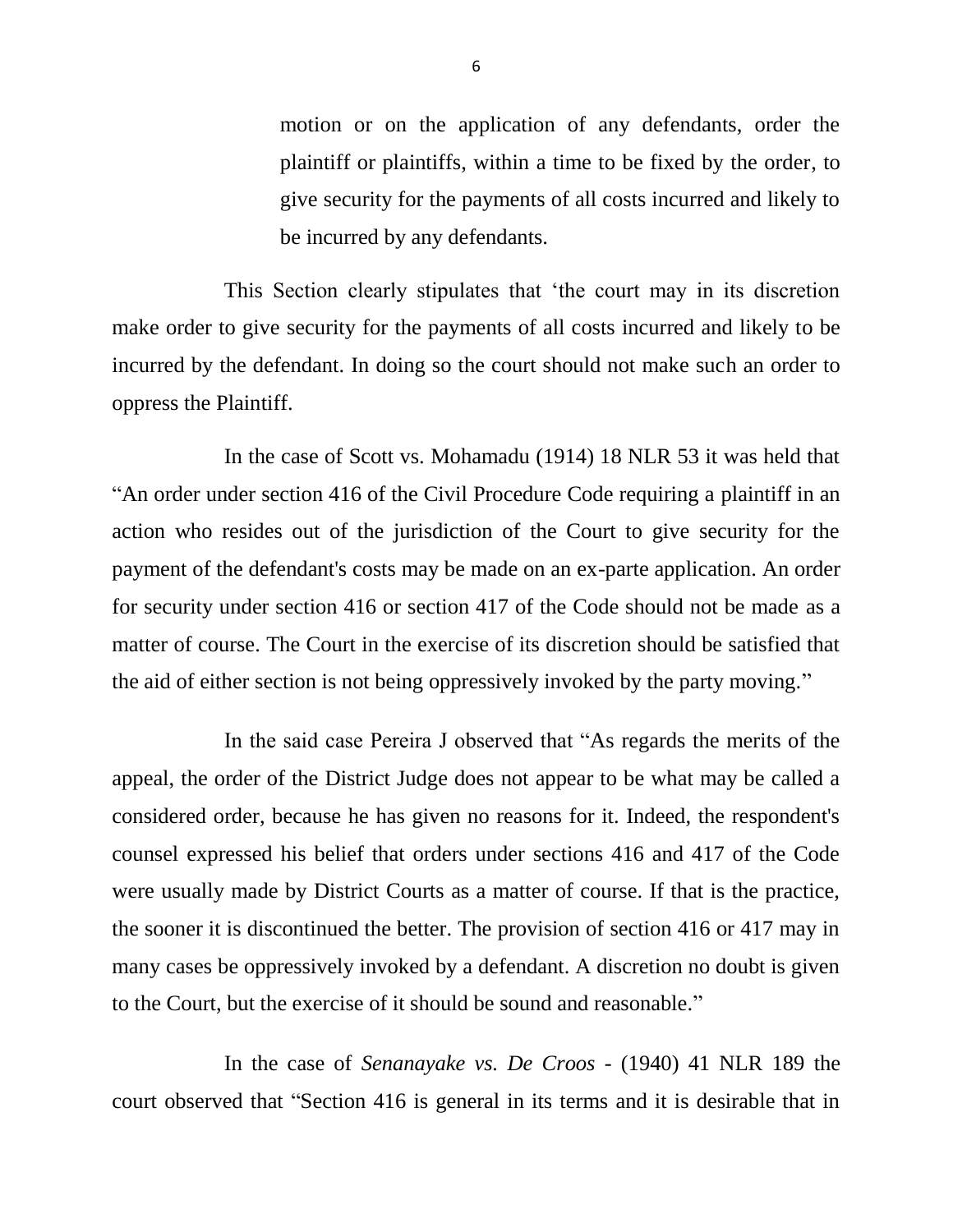> motion or on the application of any defendants, order the plaintiff or plaintiffs, within a time to be fixed by the order, to give security for the payments of all costs incurred and likely to be incurred by any defendants.

This Section clearly stipulates that 'the court may in its discretion make order to give security for the payments of all costs incurred and likely to be incurred by the defendant. In doing so the court should not make such an order to oppress the Plaintiff.

In the case of Scott vs. Mohamadu (1914) 18 NLR 53 it was held that "An order under section 416 of the Civil Procedure Code requiring a plaintiff in an action who resides out of the jurisdiction of the Court to give security for the payment of the defendant's costs may be made on an ex-parte application. An order for security under section 416 or section 417 of the Code should not be made as a matter of course. The Court in the exercise of its discretion should be satisfied that the aid of either section is not being oppressively invoked by the party moving."

In the said case Pereira J observed that "As regards the merits of the appeal, the order of the District Judge does not appear to be what may be called a considered order, because he has given no reasons for it. Indeed, the respondent's counsel expressed his belief that orders under sections 416 and 417 of the Code were usually made by District Courts as a matter of course. If that is the practice, the sooner it is discontinued the better. The provision of section 416 or 417 may in many cases be oppressively invoked by a defendant. A discretion no doubt is given to the Court, but the exercise of it should be sound and reasonable."

In the case of *Senanayake vs. De Croos* - (1940) 41 NLR 189 the court observed that "Section 416 is general in its terms and it is desirable that in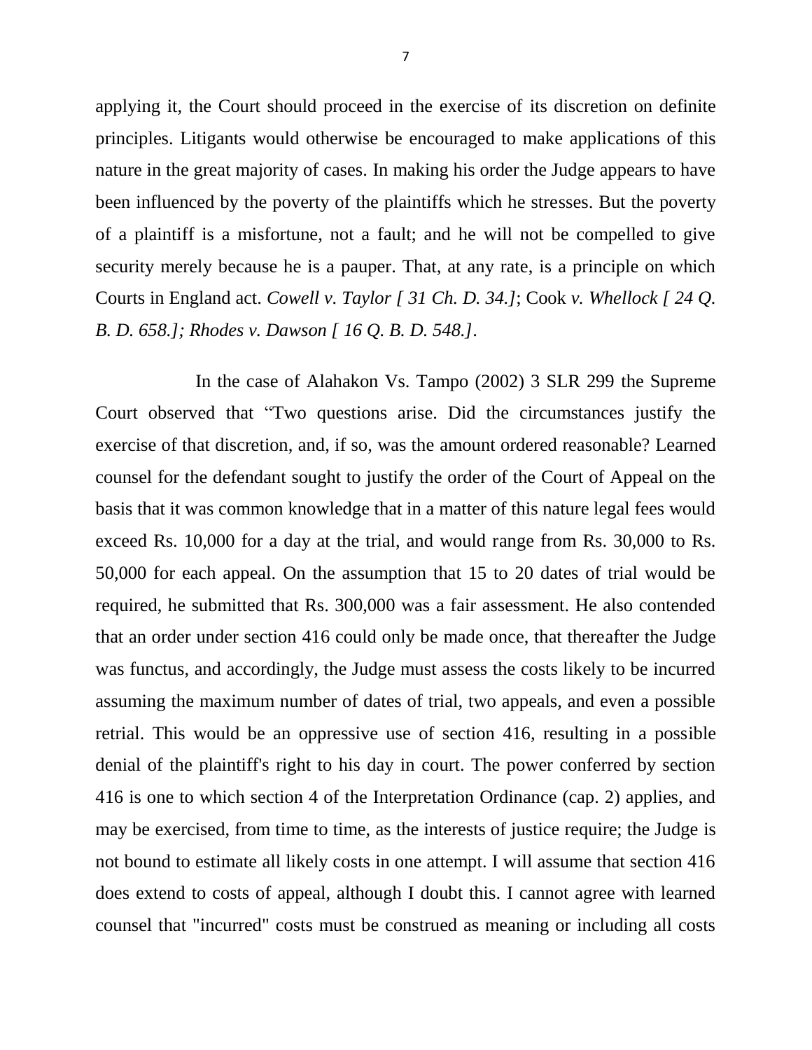applying it, the Court should proceed in the exercise of its discretion on definite principles. Litigants would otherwise be encouraged to make applications of this nature in the great majority of cases. In making his order the Judge appears to have been influenced by the poverty of the plaintiffs which he stresses. But the poverty of a plaintiff is a misfortune, not a fault; and he will not be compelled to give security merely because he is a pauper. That, at any rate, is a principle on which Courts in England act. *Cowell v. Taylor [ 31 Ch. D. 34.]*; Cook *v. Whellock [ 24 Q. B. D. 658.]; Rhodes v. Dawson [ 16 Q. B. D. 548.]*.

In the case of Alahakon Vs. Tampo (2002) 3 SLR 299 the Supreme Court observed that "Two questions arise. Did the circumstances justify the exercise of that discretion, and, if so, was the amount ordered reasonable? Learned counsel for the defendant sought to justify the order of the Court of Appeal on the basis that it was common knowledge that in a matter of this nature legal fees would exceed Rs. 10,000 for a day at the trial, and would range from Rs. 30,000 to Rs. 50,000 for each appeal. On the assumption that 15 to 20 dates of trial would be required, he submitted that Rs. 300,000 was a fair assessment. He also contended that an order under section 416 could only be made once, that thereafter the Judge was functus, and accordingly, the Judge must assess the costs likely to be incurred assuming the maximum number of dates of trial, two appeals, and even a possible retrial. This would be an oppressive use of section 416, resulting in a possible denial of the plaintiff's right to his day in court. The power conferred by section 416 is one to which section 4 of the Interpretation Ordinance (cap. 2) applies, and may be exercised, from time to time, as the interests of justice require; the Judge is not bound to estimate all likely costs in one attempt. I will assume that section 416 does extend to costs of appeal, although I doubt this. I cannot agree with learned counsel that "incurred" costs must be construed as meaning or including all costs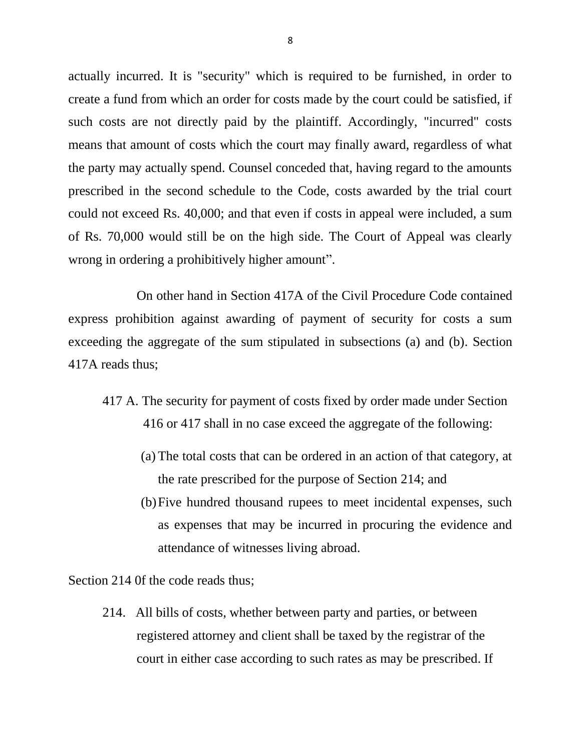actually incurred. It is "security" which is required to be furnished, in order to create a fund from which an order for costs made by the court could be satisfied, if such costs are not directly paid by the plaintiff. Accordingly, "incurred" costs means that amount of costs which the court may finally award, regardless of what the party may actually spend. Counsel conceded that, having regard to the amounts prescribed in the second schedule to the Code, costs awarded by the trial court could not exceed Rs. 40,000; and that even if costs in appeal were included, a sum of Rs. 70,000 would still be on the high side. The Court of Appeal was clearly wrong in ordering a prohibitively higher amount".

On other hand in Section 417A of the Civil Procedure Code contained express prohibition against awarding of payment of security for costs a sum exceeding the aggregate of the sum stipulated in subsections (a) and (b). Section 417A reads thus;

> 417 A. The security for payment of costs fixed by order made under Section 416 or 417 shall in no case exceed the aggregate of the following:
>
> (a) The total costs that can be ordered in an action of that category, at the rate prescribed for the purpose of Section 214; and
>
> (b) Five hundred thousand rupees to meet incidental expenses, such as expenses that may be incurred in procuring the evidence and attendance of witnesses living abroad.

Section 214 0f the code reads thus;

> 214. All bills of costs, whether between party and parties, or between registered attorney and client shall be taxed by the registrar of the court in either case according to such rates as may be prescribed. If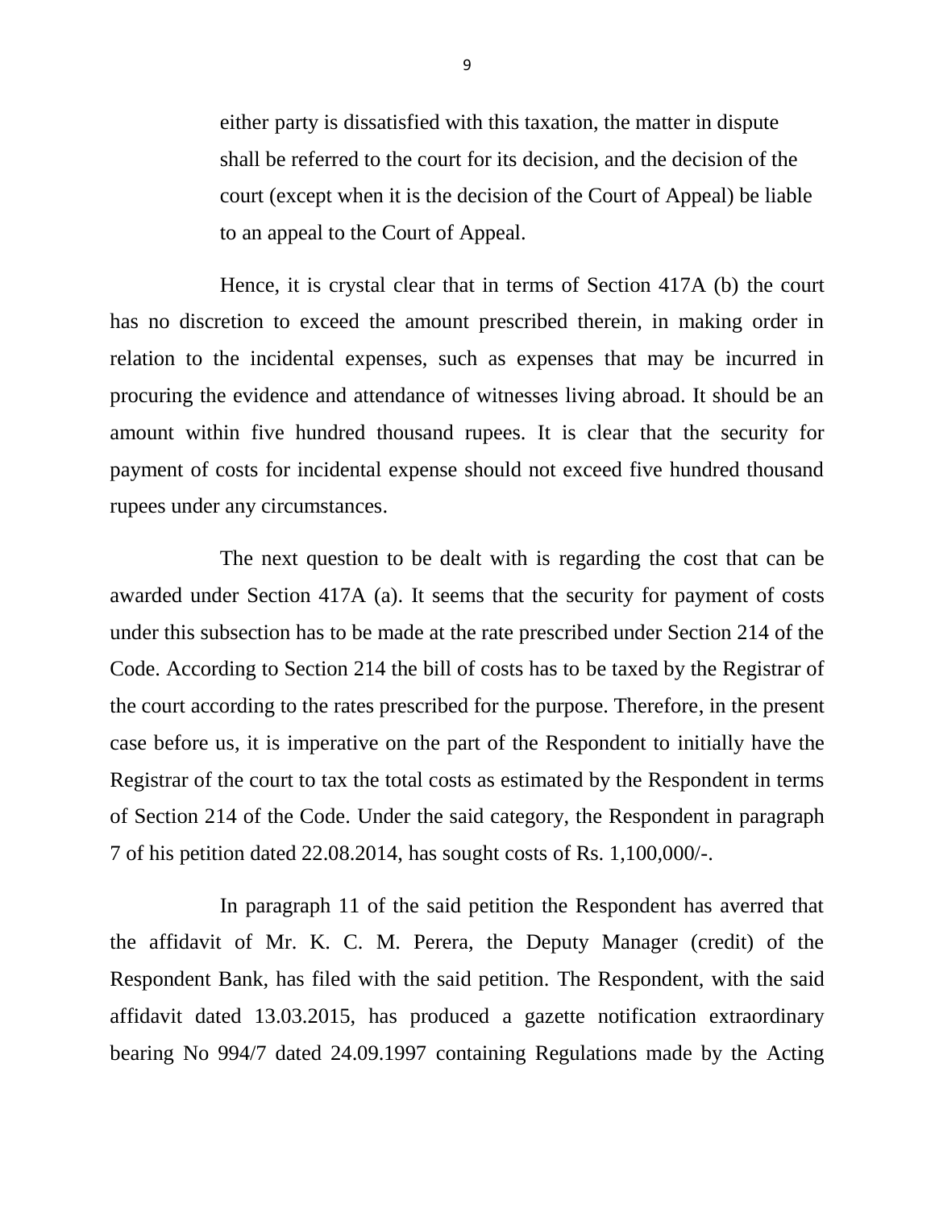either party is dissatisfied with this taxation, the matter in dispute shall be referred to the court for its decision, and the decision of the court (except when it is the decision of the Court of Appeal) be liable to an appeal to the Court of Appeal.

Hence, it is crystal clear that in terms of Section 417A (b) the court has no discretion to exceed the amount prescribed therein, in making order in relation to the incidental expenses, such as expenses that may be incurred in procuring the evidence and attendance of witnesses living abroad. It should be an amount within five hundred thousand rupees. It is clear that the security for payment of costs for incidental expense should not exceed five hundred thousand rupees under any circumstances.

The next question to be dealt with is regarding the cost that can be awarded under Section 417A (a). It seems that the security for payment of costs under this subsection has to be made at the rate prescribed under Section 214 of the Code. According to Section 214 the bill of costs has to be taxed by the Registrar of the court according to the rates prescribed for the purpose. Therefore, in the present case before us, it is imperative on the part of the Respondent to initially have the Registrar of the court to tax the total costs as estimated by the Respondent in terms of Section 214 of the Code. Under the said category, the Respondent in paragraph 7 of his petition dated 22.08.2014, has sought costs of Rs. 1,100,000/-.

In paragraph 11 of the said petition the Respondent has averred that the affidavit of Mr. K. C. M. Perera, the Deputy Manager (credit) of the Respondent Bank, has filed with the said petition. The Respondent, with the said affidavit dated 13.03.2015, has produced a gazette notification extraordinary bearing No 994/7 dated 24.09.1997 containing Regulations made by the Acting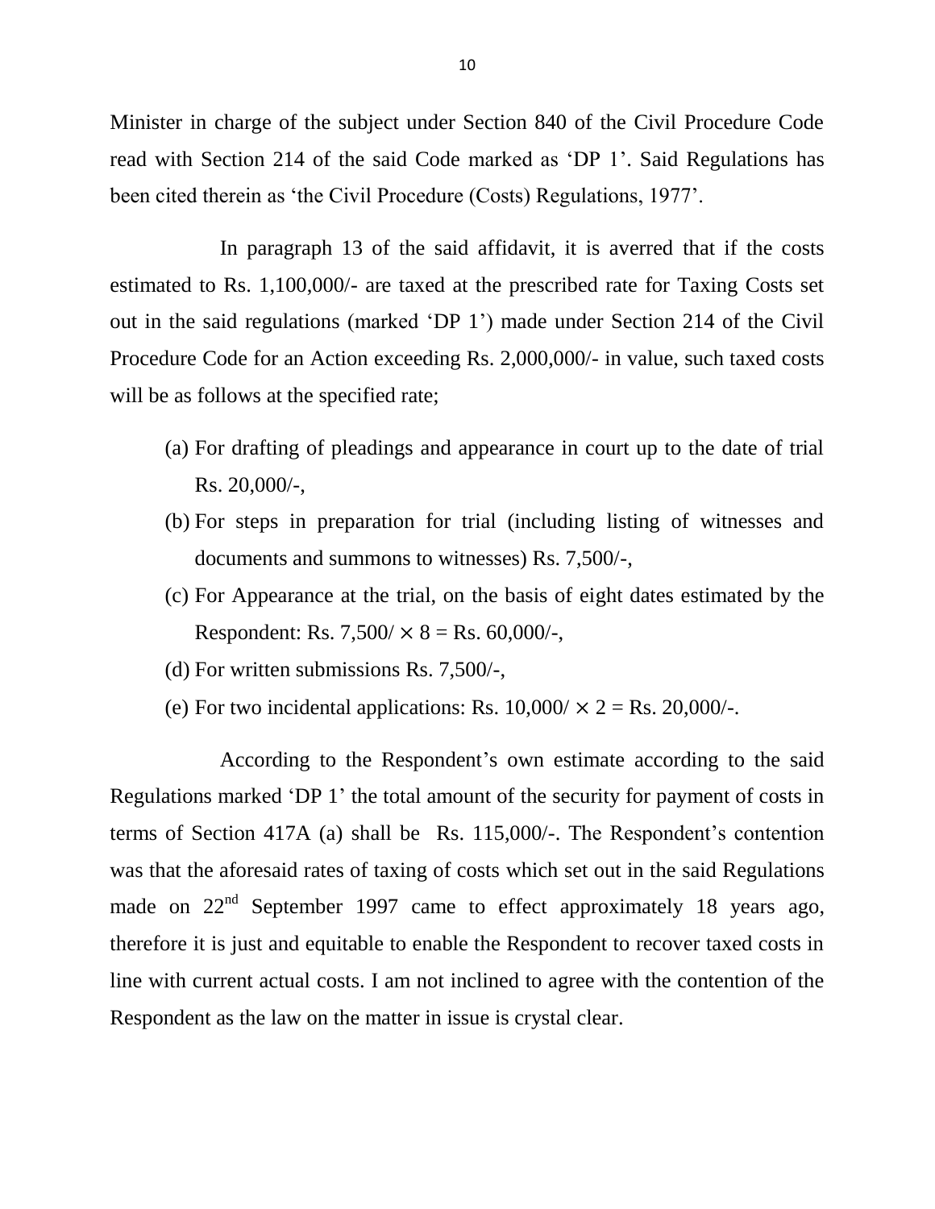Minister in charge of the subject under Section 840 of the Civil Procedure Code read with Section 214 of the said Code marked as 'DP 1'. Said Regulations has been cited therein as 'the Civil Procedure (Costs) Regulations, 1977'.

In paragraph 13 of the said affidavit, it is averred that if the costs estimated to Rs. 1,100,000/- are taxed at the prescribed rate for Taxing Costs set out in the said regulations (marked 'DP 1') made under Section 214 of the Civil Procedure Code for an Action exceeding Rs. 2,000,000/- in value, such taxed costs will be as follows at the specified rate;

(a) For drafting of pleadings and appearance in court up to the date of trial Rs. 20,000/-,
(b) For steps in preparation for trial (including listing of witnesses and documents and summons to witnesses) Rs. 7,500/-,
(c) For Appearance at the trial, on the basis of eight dates estimated by the Respondent: Rs. 7,500/ $\times$ 8 = Rs. 60,000/-,
(d) For written submissions Rs. 7,500/-,
(e) For two incidental applications: Rs. 10,000/ $\times$ 2 = Rs. 20,000/-.

According to the Respondent's own estimate according to the said Regulations marked 'DP 1' the total amount of the security for payment of costs in terms of Section 417A (a) shall be Rs. 115,000/-. The Respondent's contention was that the aforesaid rates of taxing of costs which set out in the said Regulations made on 22nd September 1997 came to effect approximately 18 years ago, therefore it is just and equitable to enable the Respondent to recover taxed costs in line with current actual costs. I am not inclined to agree with the contention of the Respondent as the law on the matter in issue is crystal clear.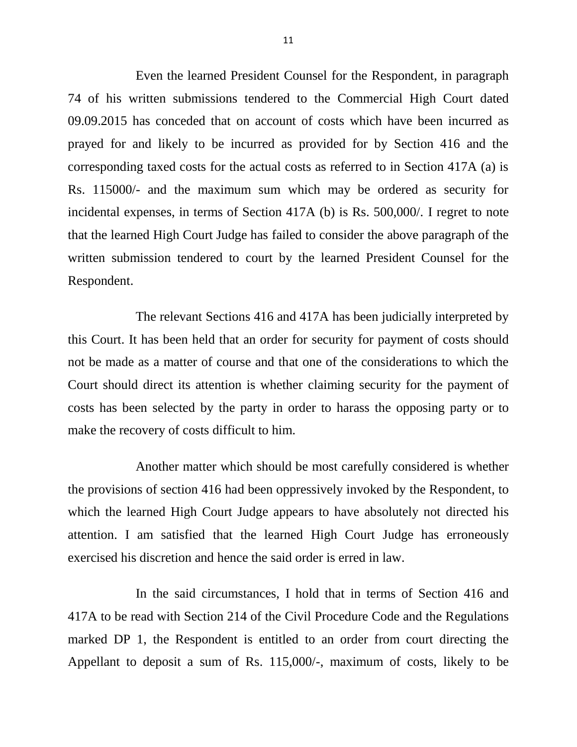Even the learned President Counsel for the Respondent, in paragraph 74 of his written submissions tendered to the Commercial High Court dated 09.09.2015 has conceded that on account of costs which have been incurred as prayed for and likely to be incurred as provided for by Section 416 and the corresponding taxed costs for the actual costs as referred to in Section 417A (a) is Rs. 115000/- and the maximum sum which may be ordered as security for incidental expenses, in terms of Section 417A (b) is Rs. 500,000/. I regret to note that the learned High Court Judge has failed to consider the above paragraph of the written submission tendered to court by the learned President Counsel for the Respondent.

The relevant Sections 416 and 417A has been judicially interpreted by this Court. It has been held that an order for security for payment of costs should not be made as a matter of course and that one of the considerations to which the Court should direct its attention is whether claiming security for the payment of costs has been selected by the party in order to harass the opposing party or to make the recovery of costs difficult to him.

Another matter which should be most carefully considered is whether the provisions of section 416 had been oppressively invoked by the Respondent, to which the learned High Court Judge appears to have absolutely not directed his attention. I am satisfied that the learned High Court Judge has erroneously exercised his discretion and hence the said order is erred in law.

In the said circumstances, I hold that in terms of Section 416 and 417A to be read with Section 214 of the Civil Procedure Code and the Regulations marked DP 1, the Respondent is entitled to an order from court directing the Appellant to deposit a sum of Rs. 115,000/-, maximum of costs, likely to be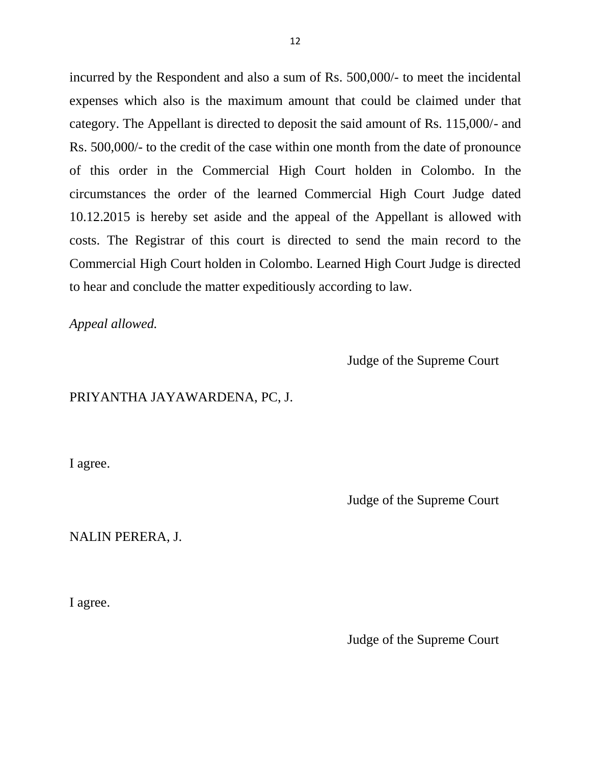incurred by the Respondent and also a sum of Rs. 500,000/- to meet the incidental expenses which also is the maximum amount that could be claimed under that category. The Appellant is directed to deposit the said amount of Rs. 115,000/- and Rs. 500,000/- to the credit of the case within one month from the date of pronounce of this order in the Commercial High Court holden in Colombo. In the circumstances the order of the learned Commercial High Court Judge dated 10.12.2015 is hereby set aside and the appeal of the Appellant is allowed with costs. The Registrar of this court is directed to send the main record to the Commercial High Court holden in Colombo. Learned High Court Judge is directed to hear and conclude the matter expeditiously according to law.

*Appeal allowed.*

Judge of the Supreme Court

PRIYANTHA JAYAWARDENA, PC, J.

I agree.

Judge of the Supreme Court

NALIN PERERA, J.

I agree.

Judge of the Supreme Court